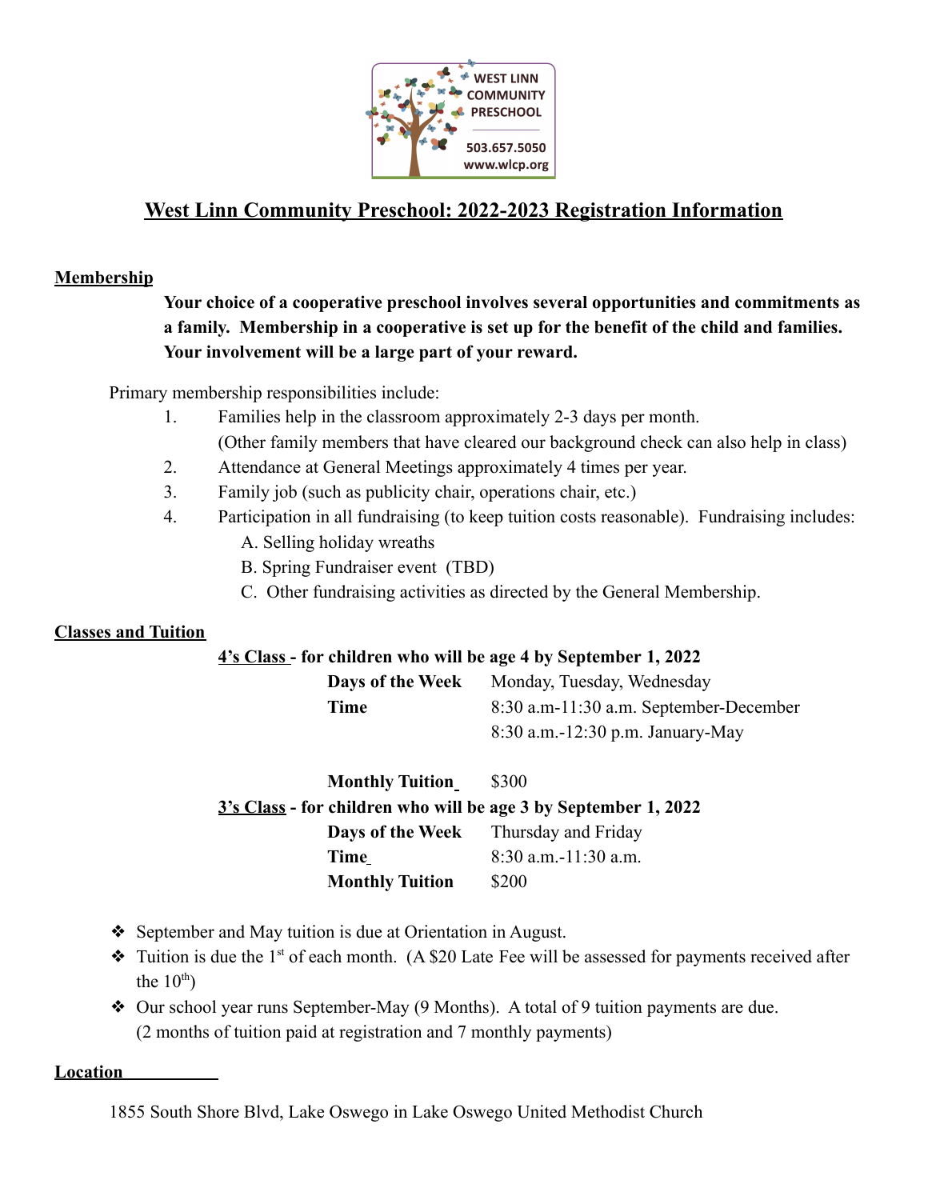WEST LINN COMMUNITY PRESCHOOL
503.657.5050
www.wlcp.org

# West Linn Community Preschool: 2022-2023 Registration Information

## Membership

**Your choice of a cooperative preschool involves several opportunities and commitments as a family. Membership in a cooperative is set up for the benefit of the child and families. Your involvement will be a large part of your reward.**

Primary membership responsibilities include:

1. Families help in the classroom approximately 2-3 days per month.
   (Other family members that have cleared our background check can also help in class)
2. Attendance at General Meetings approximately 4 times per year.
3. Family job (such as publicity chair, operations chair, etc.)
4. Participation in all fundraising (to keep tuition costs reasonable). Fundraising includes:
   A. Selling holiday wreaths
   B. Spring Fundraiser event (TBD)
   C. Other fundraising activities as directed by the General Membership.

## Classes and Tuition

**4's Class - for children who will be age 4 by September 1, 2022**

| | |
|---|---|
| **Days of the Week** | Monday, Tuesday, Wednesday |
| **Time** | 8:30 a.m-11:30 a.m. September-December<br>8:30 a.m.-12:30 p.m. January-May |
| **Monthly Tuition** | $300 |

**3's Class - for children who will be age 3 by September 1, 2022**

| | |
|---|---|
| **Days of the Week** | Thursday and Friday |
| **Time** | 8:30 a.m.-11:30 a.m. |
| **Monthly Tuition** | $200 |

- September and May tuition is due at Orientation in August.
- Tuition is due the 1st of each month. (A $20 Late Fee will be assessed for payments received after the 10th)
- Our school year runs September-May (9 Months). A total of 9 tuition payments are due. (2 months of tuition paid at registration and 7 monthly payments)

## Location

1855 South Shore Blvd, Lake Oswego in Lake Oswego United Methodist Church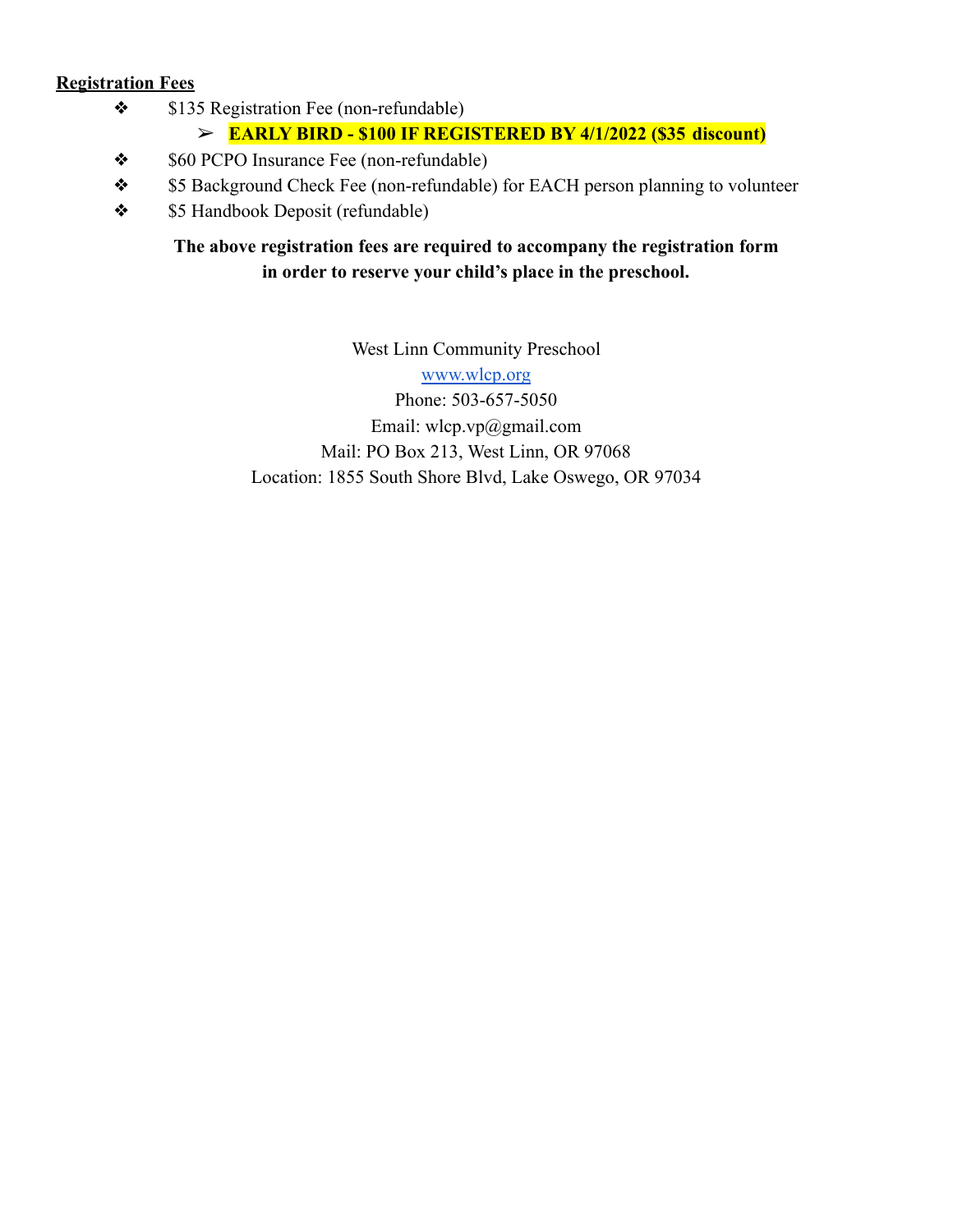**Registration Fees**

- $135 Registration Fee (non-refundable)
  - **EARLY BIRD - $100 IF REGISTERED BY 4/1/2022 ($35 discount)**
- $60 PCPO Insurance Fee (non-refundable)
- $5 Background Check Fee (non-refundable) for EACH person planning to volunteer
- $5 Handbook Deposit (refundable)

**The above registration fees are required to accompany the registration form in order to reserve your child's place in the preschool.**

West Linn Community Preschool
www.wlcp.org
Phone: 503-657-5050
Email: wlcp.vp@gmail.com
Mail: PO Box 213, West Linn, OR 97068
Location: 1855 South Shore Blvd, Lake Oswego, OR 97034